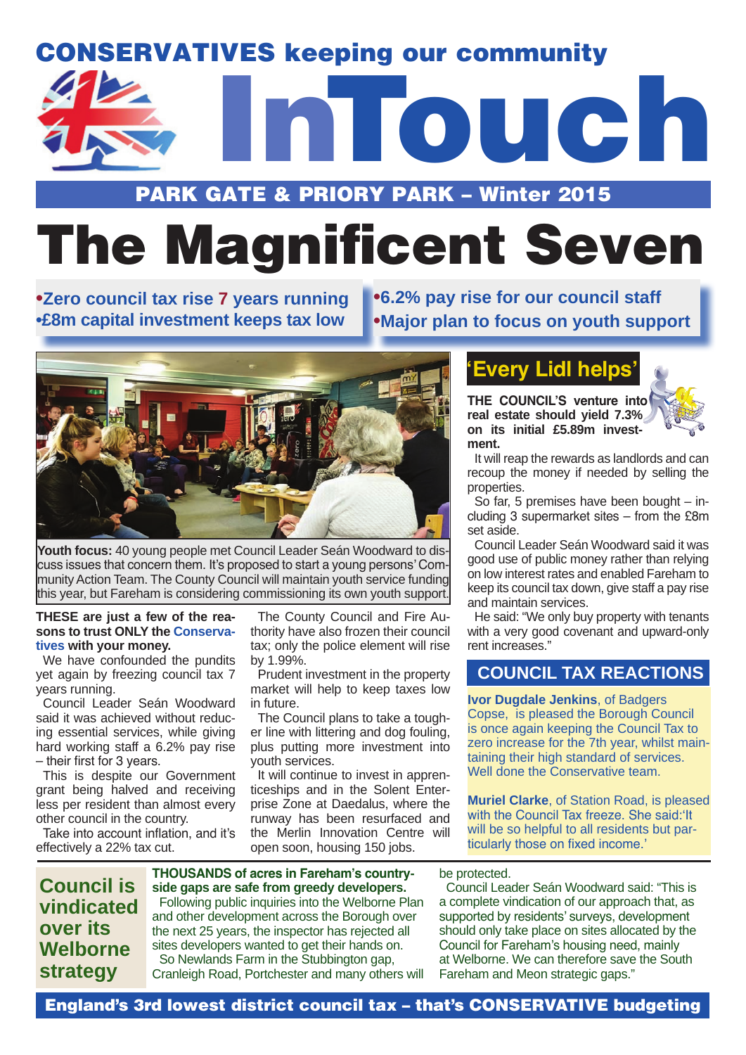CONSERVATIVES keeping our community

# InTouch

PARK GATE & PRIORY PARK – Winter 2015

# The Magnificent Seven

- Zero council tax rise 7 years running
- £8m capital investment keeps tax low
- 6.2% pay rise for our council staff
- Major plan to focus on youth support

**Youth focus:** 40 young people met Council Leader Seán Woodward to discuss issues that concern them. It's proposed to start a young persons' Community Action Team. The County Council will maintain youth service funding this year, but Fareham is considering commissioning its own youth support.

**THESE are just a few of the reasons to trust ONLY the Conservatives with your money.**

We have confounded the pundits yet again by freezing council tax 7 years running.

Council Leader Seán Woodward said it was achieved without reducing essential services, while giving hard working staff a 6.2% pay rise – their first for 3 years.

This is despite our Government grant being halved and receiving less per resident than almost every other council in the country.

Take into account inflation, and it's effectively a 22% tax cut.

The County Council and Fire Authority have also frozen their council tax; only the police element will rise by 1.99%.

Prudent investment in the property market will help to keep taxes low in future.

The Council plans to take a tougher line with littering and dog fouling, plus putting more investment into youth services.

It will continue to invest in apprenticeships and in the Solent Enterprise Zone at Daedalus, where the runway has been resurfaced and the Merlin Innovation Centre will open soon, housing 150 jobs.

## 'Every Lidl helps'

**THE COUNCIL'S venture into real estate should yield 7.3% on its initial £5.89m investment.**

It will reap the rewards as landlords and can recoup the money if needed by selling the properties.

So far, 5 premises have been bought – including 3 supermarket sites – from the £8m set aside.

Council Leader Seán Woodward said it was good use of public money rather than relying on low interest rates and enabled Fareham to keep its council tax down, give staff a pay rise and maintain services.

He said: "We only buy property with tenants with a very good covenant and upward-only rent increases."

## COUNCIL TAX REACTIONS

**Ivor Dugdale Jenkins**, of Badgers Copse, is pleased the Borough Council is once again keeping the Council Tax to zero increase for the 7th year, whilst maintaining their high standard of services. Well done the Conservative team.

**Muriel Clarke**, of Station Road, is pleased with the Council Tax freeze. She said:'It will be so helpful to all residents but particularly those on fixed income.'

## Council is vindicated over its Welborne strategy

**THOUSANDS of acres in Fareham's countryside gaps are safe from greedy developers.**

Following public inquiries into the Welborne Plan and other development across the Borough over the next 25 years, the inspector has rejected all sites developers wanted to get their hands on.

So Newlands Farm in the Stubbington gap, Cranleigh Road, Portchester and many others will be protected.

Council Leader Seán Woodward said: "This is a complete vindication of our approach that, as supported by residents' surveys, development should only take place on sites allocated by the Council for Fareham's housing need, mainly at Welborne. We can therefore save the South Fareham and Meon strategic gaps."

**England's 3rd lowest district council tax – that's CONSERVATIVE budgeting**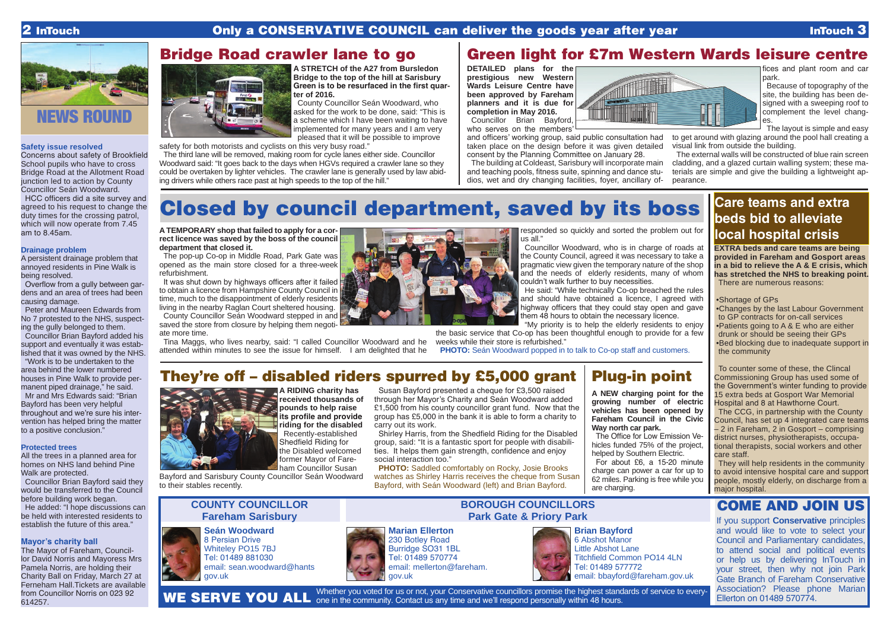# Only a CONSERVATIVE COUNCIL can deliver the goods year after year

## NEWS ROUND

### Safety issue resolved

Concerns about safety of Brookfield School pupils who have to cross Bridge Road at the Allotment Road junction led to action by County Councillor Seán Woodward.

HCC officers did a site survey and agreed to his request to change the duty times for the crossing patrol, which will now operate from 7.45 am to 8.45am.

### Drainage problem

A persistent drainage problem that annoyed residents in Pine Walk is being resolved.

Overflow from a gully between gardens and an area of trees had been causing damage.

Peter and Maureen Edwards from No 7 protested to the NHS, suspecting the gully belonged to them.

Councillor Brian Bayford added his support and eventually it was established that it was owned by the NHS.

"Work is to be undertaken to the area behind the lower numbered houses in Pine Walk to provide permanent piped drainage," he said.

Mr and Mrs Edwards said: "Brian Bayford has been very helpful throughout and we're sure his intervention has helped bring the matter to a positive conclusion."

### Protected trees

All the trees in a planned area for homes on NHS land behind Pine Walk are protected.

Councillor Brian Bayford said they would be transferred to the Council before building work began.

He added: "I hope discussions can be held with interested residents to establish the future of this area."

### Mayor's charity ball

The Mayor of Fareham, Councillor David Norris and Mayoress Mrs Pamela Norris, are holding their Charity Ball on Friday, March 27 at Ferneham Hall.Tickets are available from Councillor Norris on 023 92 614257.

## Bridge Road crawler lane to go

**A STRETCH of the A27 from Bursledon Bridge to the top of the hill at Sarisbury Green is to be resurfaced in the first quarter of 2016.**

County Councillor Seán Woodward, who asked for the work to be done, said: "This is a scheme which I have been waiting to have implemented for many years and I am very pleased that it will be possible to improve safety for both motorists and cyclists on this very busy road."

The third lane will be removed, making room for cycle lanes either side. Councillor Woodward said: "It goes back to the days when HGVs required a crawler lane so they could be overtaken by lighter vehicles. The crawler lane is generally used by law abiding drivers while others race past at high speeds to the top of the hill."

## Green light for £7m Western Wards leisure centre

**DETAILED plans for the prestigious new Western Wards Leisure Centre have been approved by Fareham planners and it is due for completion in May 2016.**

Councillor Brian Bayford, who serves on the members' and officers' working group, said public consultation had taken place on the design before it was given detailed consent by the Planning Committee on January 28.

The building at Coldeast, Sarisbury will incorporate main and teaching pools, fitness suite, spinning and dance studios, wet and dry changing facilities, foyer, ancillary offices and plant room and car park.

Because of topography of the site, the building has been designed with a sweeping roof to complement the level changes.

The layout is simple and easy to get around with glazing around the pool hall creating a visual link from outside the building.

The external walls will be constructed of blue rain screen cladding, and a glazed curtain walling system; these materials are simple and give the building a lightweight appearance.

# Closed by council department, saved by its boss

**A TEMPORARY shop that failed to apply for a correct licence was saved by the boss of the council department that closed it.**

The pop-up Co-op in Middle Road, Park Gate was opened as the main store closed for a three-week refurbishment.

It was shut down by highways officers after it failed to obtain a licence from Hampshire County Council in time, much to the disappointment of elderly residents living in the nearby Raglan Court sheltered housing.

County Councillor Seán Woodward stepped in and saved the store from closure by helping them negotiate more time.

Tina Maggs, who lives nearby, said: "I called Councillor Woodward and he attended within minutes to see the issue for himself. I am delighted that he responded so quickly and sorted the problem out for us all."

Councillor Woodward, who is in charge of roads at the County Council, agreed it was necessary to take a pragmatic view given the temporary nature of the shop and the needs of elderly residents, many of whom couldn't walk further to buy necessities.

He said: "While technically Co-op breached the rules and should have obtained a licence, I agreed with highway officers that they could stay open and gave them 48 hours to obtain the necessary licence.

"My priority is to help the elderly residents to enjoy the basic service that Co-op has been thoughtful enough to provide for a few weeks while their store is refurbished."

**PHOTO:** Seán Woodward popped in to talk to Co-op staff and customers.

## Care teams and extra beds bid to alleviate local hospital crisis

**EXTRA beds and care teams are being provided in Fareham and Gosport areas in a bid to relieve the A & E crisis, which has stretched the NHS to breaking point.**

There are numerous reasons:

- Shortage of GPs
- Changes by the last Labour Government to GP contracts for on-call services
- Patients going to A & E who are either drunk or should be seeing their GPs
- Bed blocking due to inadequate support in the community

To counter some of these, the Clincal Commissioning Group has used some of the Government's winter funding to provide 15 extra beds at Gosport War Memorial Hospital and 8 at Hawthorne Court.

The CCG, in partnership with the County Council, has set up 4 integrated care teams – 2 in Fareham, 2 in Gosport – comprising district nurses, physiotherapists, occupational therapists, social workers and other care staff.

They will help residents in the community to avoid intensive hospital care and support people, mostly elderly, on discharge from a major hospital.

## They're off – disabled riders spurred by £5,000 grant

**A RIDING charity has received thousands of pounds to help raise its profile and provide riding for the disabled**

Recently-established Shedfield Riding for the Disabled welcomed former Mayor of Fareham Councillor Susan Bayford and Sarisbury County Councillor Seán Woodward to their stables recently.

Susan Bayford presented a cheque for £3,500 raised through her Mayor's Charity and Seán Woodward added £1,500 from his county councillor grant fund. Now that the group has £5,000 in the bank it is able to form a charity to carry out its work.

Shirley Harris, from the Shedfield Riding for the Disabled group, said: "It is a fantastic sport for people with disabilities. It helps them gain strength, confidence and enjoy social interaction too."

**PHOTO:** Saddled comfortably on Rocky, Josie Brooks watches as Shirley Harris receives the cheque from Susan Bayford, with Seán Woodward (left) and Brian Bayford.

## Plug-in point

**A NEW charging point for the growing number of electric vehicles has been opened by Fareham Council in the Civic Way north car park.**

The Office for Low Emission Vehicles funded 75% of the project, helped by Southern Electric.

For about £6, a 15-20 minute charge can power a car for up to 62 miles. Parking is free while you are charging.

### COUNTY COUNCILLOR Fareham Sarisbury

**Seán Woodward**
8 Persian Drive
Whiteley PO15 7BJ
Tel: 01489 881030
email: sean.woodward@hants gov.uk

### BOROUGH COUNCILLORS Park Gate & Priory Park

**Marian Ellerton**
230 Botley Road
Burridge SO31 1BL
Tel: 01489 570774
email: mellerton@fareham.gov.uk

**Brian Bayford**
6 Abshot Manor
Little Abshot Lane
Titchfield Common PO14 4LN
Tel: 01489 577772
email: bbayford@fareham.gov.uk

## COME AND JOIN US

If you support **Conservative** principles and would like to vote to select your Council and Parliamentary candidates, to attend social and political events or help us by delivering InTouch in your street, then why not join Park Gate Branch of Fareham Conservative Association? Please phone Marian Ellerton on 01489 570774.

**WE SERVE YOU ALL** Whether you voted for us or not, your Conservative councillors promise the highest standards of service to everyone in the community. Contact us any time and we'll respond personally within 48 hours.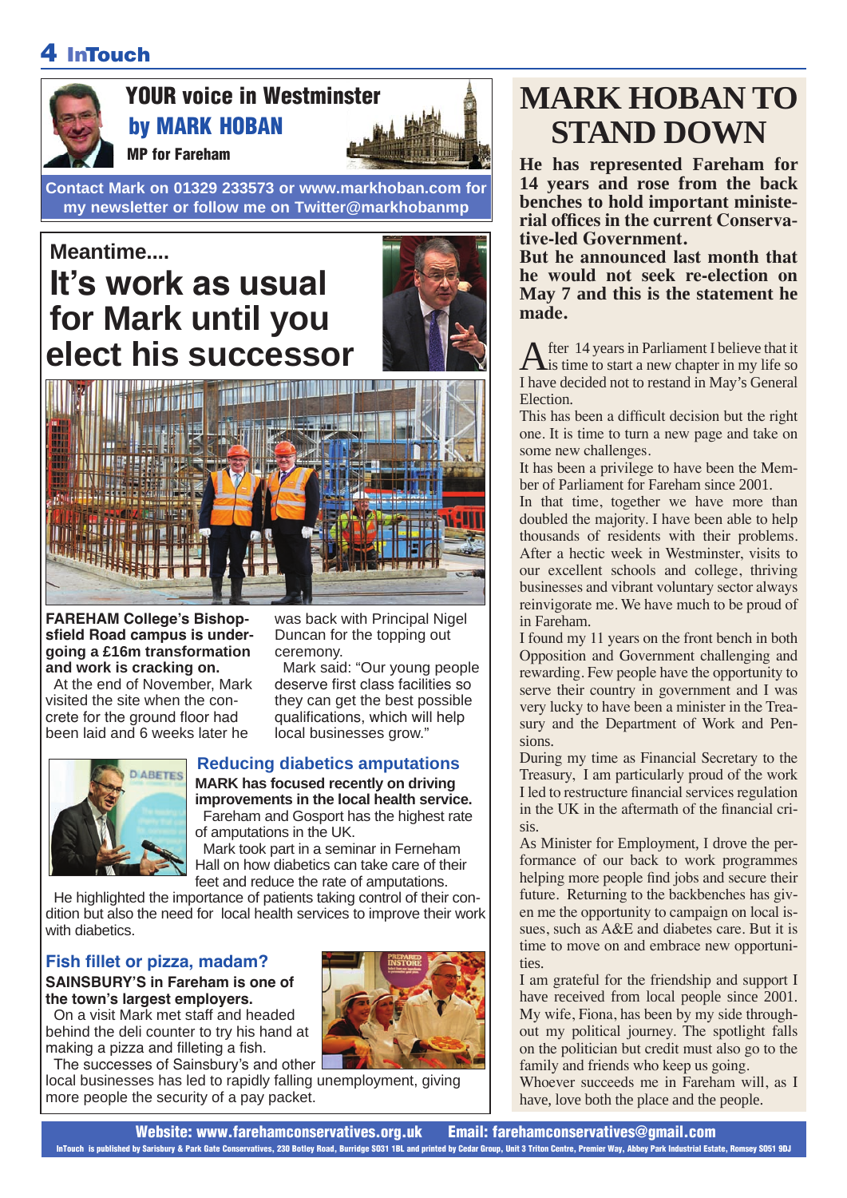# YOUR voice in Westminster

## by MARK HOBAN

**MP for Fareham**

**Contact Mark on 01329 233573 or www.markhoban.com for my newsletter or follow me on Twitter@markhobanmp**

## Meantime....

# It's work as usual for Mark until you elect his successor

**FAREHAM College's Bishopsfield Road campus is undergoing a £16m transformation and work is cracking on.**

At the end of November, Mark visited the site when the concrete for the ground floor had been laid and 6 weeks later he was back with Principal Nigel Duncan for the topping out ceremony.

Mark said: "Our young people deserve first class facilities so they can get the best possible qualifications, which will help local businesses grow."

### Reducing diabetics amputations

**MARK has focused recently on driving improvements in the local health service.**

Fareham and Gosport has the highest rate of amputations in the UK.

Mark took part in a seminar in Ferneham Hall on how diabetics can take care of their feet and reduce the rate of amputations.

He highlighted the importance of patients taking control of their condition but also the need for local health services to improve their work with diabetics.

### Fish fillet or pizza, madam?

**SAINSBURY'S in Fareham is one of the town's largest employers.**

On a visit Mark met staff and headed behind the deli counter to try his hand at making a pizza and filleting a fish.

The successes of Sainsbury's and other local businesses has led to rapidly falling unemployment, giving more people the security of a pay packet.

# MARK HOBAN TO STAND DOWN

**He has represented Fareham for 14 years and rose from the back benches to hold important ministerial offices in the current Conservative-led Government.**

**But he announced last month that he would not seek re-election on May 7 and this is the statement he made.**

After 14 years in Parliament I believe that it is time to start a new chapter in my life so I have decided not to restand in May's General Election.

This has been a difficult decision but the right one. It is time to turn a new page and take on some new challenges.

It has been a privilege to have been the Member of Parliament for Fareham since 2001.

In that time, together we have more than doubled the majority. I have been able to help thousands of residents with their problems. After a hectic week in Westminster, visits to our excellent schools and college, thriving businesses and vibrant voluntary sector always reinvigorate me. We have much to be proud of in Fareham.

I found my 11 years on the front bench in both Opposition and Government challenging and rewarding. Few people have the opportunity to serve their country in government and I was very lucky to have been a minister in the Treasury and the Department of Work and Pensions.

During my time as Financial Secretary to the Treasury, I am particularly proud of the work I led to restructure financial services regulation in the UK in the aftermath of the financial crisis.

As Minister for Employment, I drove the performance of our back to work programmes helping more people find jobs and secure their future. Returning to the backbenches has given me the opportunity to campaign on local issues, such as A&E and diabetes care. But it is time to move on and embrace new opportunities.

I am grateful for the friendship and support I have received from local people since 2001. My wife, Fiona, has been by my side throughout my political journey. The spotlight falls on the politician but credit must also go to the family and friends who keep us going.

Whoever succeeds me in Fareham will, as I have, love both the place and the people.

**Website: www.farehamconservatives.org.uk Email: farehamconservatives@gmail.com**

InTouch is published by Sarisbury & Park Gate Conservatives, 230 Botley Road, Burridge SO31 1BL and printed by Cedar Group, Unit 3 Triton Centre, Premier Way, Abbey Park Industrial Estate, Romsey SO51 9DJ